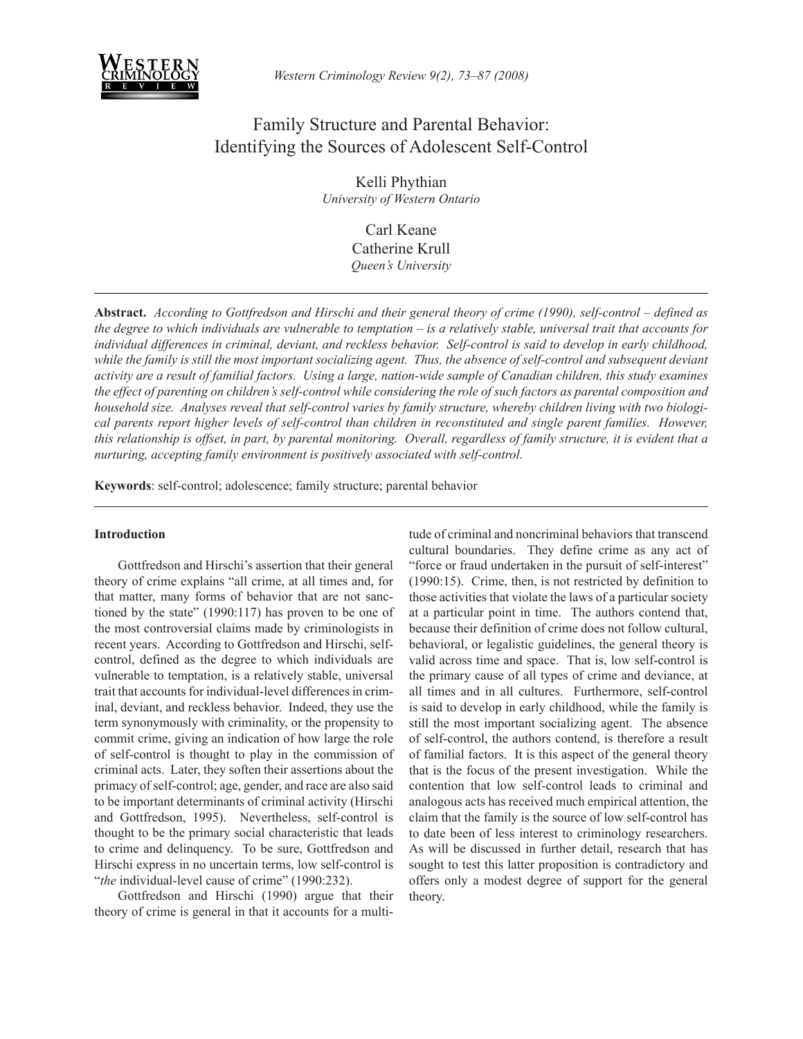# Family Structure and Parental Behavior: Identifying the Sources of Adolescent Self-Control

Kelli Phythian
*University of Western Ontario*

Carl Keane
Catherine Krull
*Queen's University*

---

**Abstract.** *According to Gottfredson and Hirschi and their general theory of crime (1990), self-control – defined as the degree to which individuals are vulnerable to temptation – is a relatively stable, universal trait that accounts for individual differences in criminal, deviant, and reckless behavior. Self-control is said to develop in early childhood, while the family is still the most important socializing agent. Thus, the absence of self-control and subsequent deviant activity are a result of familial factors. Using a large, nation-wide sample of Canadian children, this study examines the effect of parenting on children's self-control while considering the role of such factors as parental composition and household size. Analyses reveal that self-control varies by family structure, whereby children living with two biological parents report higher levels of self-control than children in reconstituted and single parent families. However, this relationship is offset, in part, by parental monitoring. Overall, regardless of family structure, it is evident that a nurturing, accepting family environment is positively associated with self-control.*

**Keywords**: self-control; adolescence; family structure; parental behavior

---

## Introduction

Gottfredson and Hirschi's assertion that their general theory of crime explains "all crime, at all times and, for that matter, many forms of behavior that are not sanctioned by the state" (1990:117) has proven to be one of the most controversial claims made by criminologists in recent years. According to Gottfredson and Hirschi, self-control, defined as the degree to which individuals are vulnerable to temptation, is a relatively stable, universal trait that accounts for individual-level differences in criminal, deviant, and reckless behavior. Indeed, they use the term synonymously with criminality, or the propensity to commit crime, giving an indication of how large the role of self-control is thought to play in the commission of criminal acts. Later, they soften their assertions about the primacy of self-control; age, gender, and race are also said to be important determinants of criminal activity (Hirschi and Gottfredson, 1995). Nevertheless, self-control is thought to be the primary social characteristic that leads to crime and delinquency. To be sure, Gottfredson and Hirschi express in no uncertain terms, low self-control is "*the* individual-level cause of crime" (1990:232).

Gottfredson and Hirschi (1990) argue that their theory of crime is general in that it accounts for a multitude of criminal and noncriminal behaviors that transcend cultural boundaries. They define crime as any act of "force or fraud undertaken in the pursuit of self-interest" (1990:15). Crime, then, is not restricted by definition to those activities that violate the laws of a particular society at a particular point in time. The authors contend that, because their definition of crime does not follow cultural, behavioral, or legalistic guidelines, the general theory is valid across time and space. That is, low self-control is the primary cause of all types of crime and deviance, at all times and in all cultures. Furthermore, self-control is said to develop in early childhood, while the family is still the most important socializing agent. The absence of self-control, the authors contend, is therefore a result of familial factors. It is this aspect of the general theory that is the focus of the present investigation. While the contention that low self-control leads to criminal and analogous acts has received much empirical attention, the claim that the family is the source of low self-control has to date been of less interest to criminology researchers. As will be discussed in further detail, research that has sought to test this latter proposition is contradictory and offers only a modest degree of support for the general theory.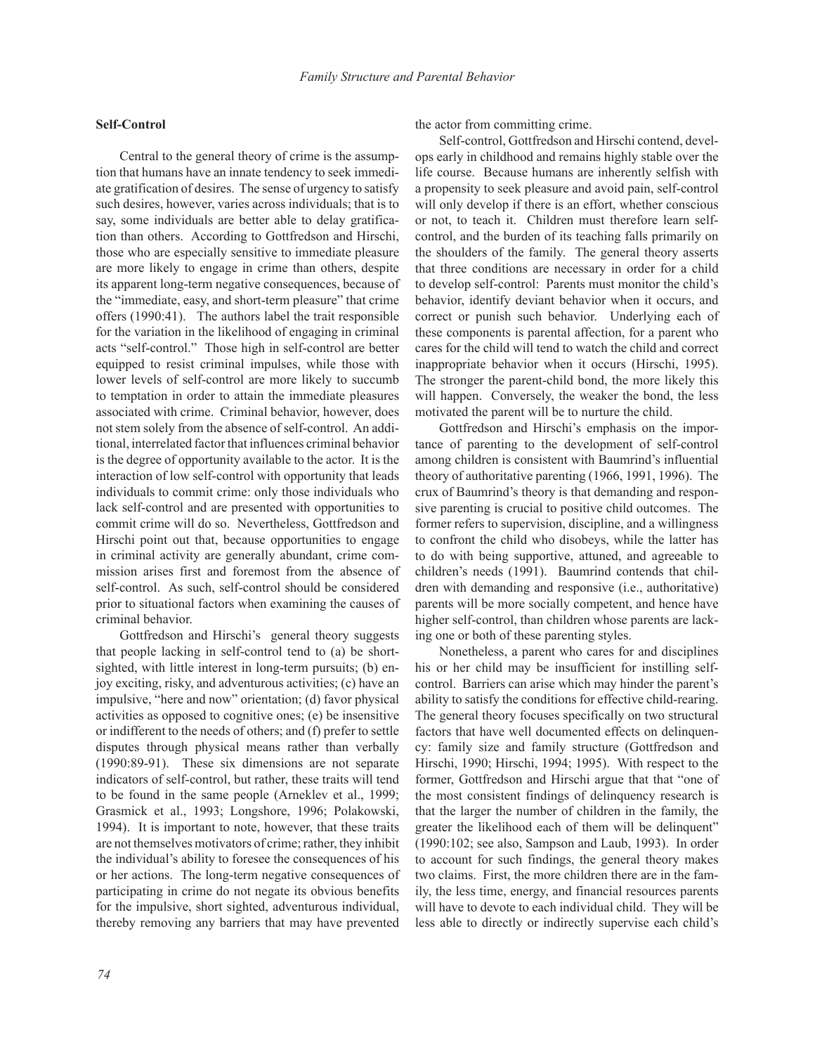## Self-Control

Central to the general theory of crime is the assumption that humans have an innate tendency to seek immediate gratification of desires. The sense of urgency to satisfy such desires, however, varies across individuals; that is to say, some individuals are better able to delay gratification than others. According to Gottfredson and Hirschi, those who are especially sensitive to immediate pleasure are more likely to engage in crime than others, despite its apparent long-term negative consequences, because of the "immediate, easy, and short-term pleasure" that crime offers (1990:41). The authors label the trait responsible for the variation in the likelihood of engaging in criminal acts "self-control." Those high in self-control are better equipped to resist criminal impulses, while those with lower levels of self-control are more likely to succumb to temptation in order to attain the immediate pleasures associated with crime. Criminal behavior, however, does not stem solely from the absence of self-control. An additional, interrelated factor that influences criminal behavior is the degree of opportunity available to the actor. It is the interaction of low self-control with opportunity that leads individuals to commit crime: only those individuals who lack self-control and are presented with opportunities to commit crime will do so. Nevertheless, Gottfredson and Hirschi point out that, because opportunities to engage in criminal activity are generally abundant, crime commission arises first and foremost from the absence of self-control. As such, self-control should be considered prior to situational factors when examining the causes of criminal behavior.

Gottfredson and Hirschi's general theory suggests that people lacking in self-control tend to (a) be short-sighted, with little interest in long-term pursuits; (b) enjoy exciting, risky, and adventurous activities; (c) have an impulsive, "here and now" orientation; (d) favor physical activities as opposed to cognitive ones; (e) be insensitive or indifferent to the needs of others; and (f) prefer to settle disputes through physical means rather than verbally (1990:89-91). These six dimensions are not separate indicators of self-control, but rather, these traits will tend to be found in the same people (Arneklev et al., 1999; Grasmick et al., 1993; Longshore, 1996; Polakowski, 1994). It is important to note, however, that these traits are not themselves motivators of crime; rather, they inhibit the individual's ability to foresee the consequences of his or her actions. The long-term negative consequences of participating in crime do not negate its obvious benefits for the impulsive, short sighted, adventurous individual, thereby removing any barriers that may have prevented the actor from committing crime.

Self-control, Gottfredson and Hirschi contend, develops early in childhood and remains highly stable over the life course. Because humans are inherently selfish with a propensity to seek pleasure and avoid pain, self-control will only develop if there is an effort, whether conscious or not, to teach it. Children must therefore learn self-control, and the burden of its teaching falls primarily on the shoulders of the family. The general theory asserts that three conditions are necessary in order for a child to develop self-control: Parents must monitor the child's behavior, identify deviant behavior when it occurs, and correct or punish such behavior. Underlying each of these components is parental affection, for a parent who cares for the child will tend to watch the child and correct inappropriate behavior when it occurs (Hirschi, 1995). The stronger the parent-child bond, the more likely this will happen. Conversely, the weaker the bond, the less motivated the parent will be to nurture the child.

Gottfredson and Hirschi's emphasis on the importance of parenting to the development of self-control among children is consistent with Baumrind's influential theory of authoritative parenting (1966, 1991, 1996). The crux of Baumrind's theory is that demanding and responsive parenting is crucial to positive child outcomes. The former refers to supervision, discipline, and a willingness to confront the child who disobeys, while the latter has to do with being supportive, attuned, and agreeable to children's needs (1991). Baumrind contends that children with demanding and responsive (i.e., authoritative) parents will be more socially competent, and hence have higher self-control, than children whose parents are lacking one or both of these parenting styles.

Nonetheless, a parent who cares for and disciplines his or her child may be insufficient for instilling self-control. Barriers can arise which may hinder the parent's ability to satisfy the conditions for effective child-rearing. The general theory focuses specifically on two structural factors that have well documented effects on delinquency: family size and family structure (Gottfredson and Hirschi, 1990; Hirschi, 1994; 1995). With respect to the former, Gottfredson and Hirschi argue that that "one of the most consistent findings of delinquency research is that the larger the number of children in the family, the greater the likelihood each of them will be delinquent" (1990:102; see also, Sampson and Laub, 1993). In order to account for such findings, the general theory makes two claims. First, the more children there are in the family, the less time, energy, and financial resources parents will have to devote to each individual child. They will be less able to directly or indirectly supervise each child's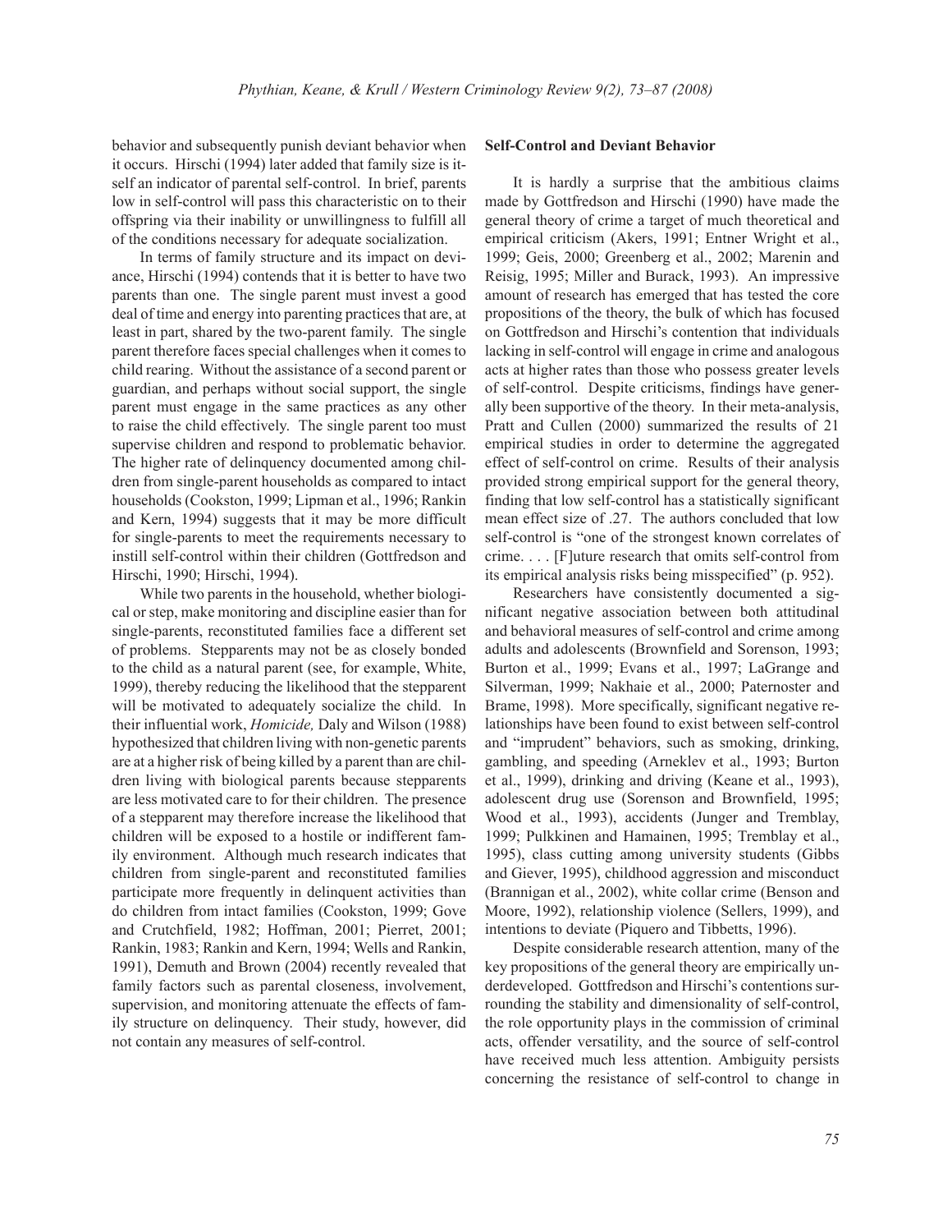behavior and subsequently punish deviant behavior when it occurs. Hirschi (1994) later added that family size is itself an indicator of parental self-control. In brief, parents low in self-control will pass this characteristic on to their offspring via their inability or unwillingness to fulfill all of the conditions necessary for adequate socialization.

In terms of family structure and its impact on deviance, Hirschi (1994) contends that it is better to have two parents than one. The single parent must invest a good deal of time and energy into parenting practices that are, at least in part, shared by the two-parent family. The single parent therefore faces special challenges when it comes to child rearing. Without the assistance of a second parent or guardian, and perhaps without social support, the single parent must engage in the same practices as any other to raise the child effectively. The single parent too must supervise children and respond to problematic behavior. The higher rate of delinquency documented among children from single-parent households as compared to intact households (Cookston, 1999; Lipman et al., 1996; Rankin and Kern, 1994) suggests that it may be more difficult for single-parents to meet the requirements necessary to instill self-control within their children (Gottfredson and Hirschi, 1990; Hirschi, 1994).

While two parents in the household, whether biological or step, make monitoring and discipline easier than for single-parents, reconstituted families face a different set of problems. Stepparents may not be as closely bonded to the child as a natural parent (see, for example, White, 1999), thereby reducing the likelihood that the stepparent will be motivated to adequately socialize the child. In their influential work, *Homicide,* Daly and Wilson (1988) hypothesized that children living with non-genetic parents are at a higher risk of being killed by a parent than are children living with biological parents because stepparents are less motivated care to for their children. The presence of a stepparent may therefore increase the likelihood that children will be exposed to a hostile or indifferent family environment. Although much research indicates that children from single-parent and reconstituted families participate more frequently in delinquent activities than do children from intact families (Cookston, 1999; Gove and Crutchfield, 1982; Hoffman, 2001; Pierret, 2001; Rankin, 1983; Rankin and Kern, 1994; Wells and Rankin, 1991), Demuth and Brown (2004) recently revealed that family factors such as parental closeness, involvement, supervision, and monitoring attenuate the effects of family structure on delinquency. Their study, however, did not contain any measures of self-control.

**Self-Control and Deviant Behavior**

It is hardly a surprise that the ambitious claims made by Gottfredson and Hirschi (1990) have made the general theory of crime a target of much theoretical and empirical criticism (Akers, 1991; Entner Wright et al., 1999; Geis, 2000; Greenberg et al., 2002; Marenin and Reisig, 1995; Miller and Burack, 1993). An impressive amount of research has emerged that has tested the core propositions of the theory, the bulk of which has focused on Gottfredson and Hirschi's contention that individuals lacking in self-control will engage in crime and analogous acts at higher rates than those who possess greater levels of self-control. Despite criticisms, findings have generally been supportive of the theory. In their meta-analysis, Pratt and Cullen (2000) summarized the results of 21 empirical studies in order to determine the aggregated effect of self-control on crime. Results of their analysis provided strong empirical support for the general theory, finding that low self-control has a statistically significant mean effect size of .27. The authors concluded that low self-control is "one of the strongest known correlates of crime. . . . [F]uture research that omits self-control from its empirical analysis risks being misspecified" (p. 952).

Researchers have consistently documented a significant negative association between both attitudinal and behavioral measures of self-control and crime among adults and adolescents (Brownfield and Sorenson, 1993; Burton et al., 1999; Evans et al., 1997; LaGrange and Silverman, 1999; Nakhaie et al., 2000; Paternoster and Brame, 1998). More specifically, significant negative relationships have been found to exist between self-control and "imprudent" behaviors, such as smoking, drinking, gambling, and speeding (Arneklev et al., 1993; Burton et al., 1999), drinking and driving (Keane et al., 1993), adolescent drug use (Sorenson and Brownfield, 1995; Wood et al., 1993), accidents (Junger and Tremblay, 1999; Pulkkinen and Hamainen, 1995; Tremblay et al., 1995), class cutting among university students (Gibbs and Giever, 1995), childhood aggression and misconduct (Brannigan et al., 2002), white collar crime (Benson and Moore, 1992), relationship violence (Sellers, 1999), and intentions to deviate (Piquero and Tibbetts, 1996).

Despite considerable research attention, many of the key propositions of the general theory are empirically underdeveloped. Gottfredson and Hirschi's contentions surrounding the stability and dimensionality of self-control, the role opportunity plays in the commission of criminal acts, offender versatility, and the source of self-control have received much less attention. Ambiguity persists concerning the resistance of self-control to change in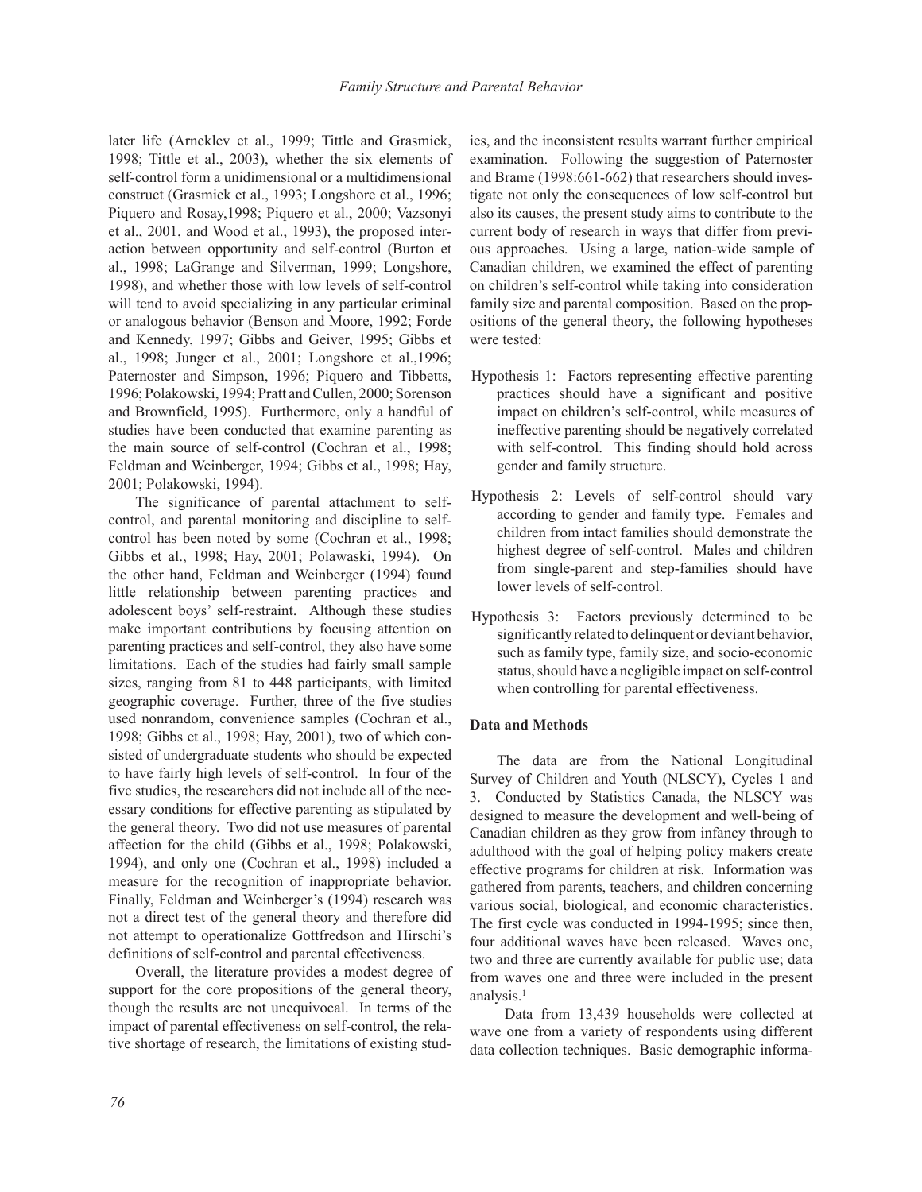later life (Arneklev et al., 1999; Tittle and Grasmick, 1998; Tittle et al., 2003), whether the six elements of self-control form a unidimensional or a multidimensional construct (Grasmick et al., 1993; Longshore et al., 1996; Piquero and Rosay,1998; Piquero et al., 2000; Vazsonyi et al., 2001, and Wood et al., 1993), the proposed interaction between opportunity and self-control (Burton et al., 1998; LaGrange and Silverman, 1999; Longshore, 1998), and whether those with low levels of self-control will tend to avoid specializing in any particular criminal or analogous behavior (Benson and Moore, 1992; Forde and Kennedy, 1997; Gibbs and Geiver, 1995; Gibbs et al., 1998; Junger et al., 2001; Longshore et al.,1996; Paternoster and Simpson, 1996; Piquero and Tibbetts, 1996; Polakowski, 1994; Pratt and Cullen, 2000; Sorenson and Brownfield, 1995). Furthermore, only a handful of studies have been conducted that examine parenting as the main source of self-control (Cochran et al., 1998; Feldman and Weinberger, 1994; Gibbs et al., 1998; Hay, 2001; Polakowski, 1994).

The significance of parental attachment to self-control, and parental monitoring and discipline to self-control has been noted by some (Cochran et al., 1998; Gibbs et al., 1998; Hay, 2001; Polawaski, 1994). On the other hand, Feldman and Weinberger (1994) found little relationship between parenting practices and adolescent boys' self-restraint. Although these studies make important contributions by focusing attention on parenting practices and self-control, they also have some limitations. Each of the studies had fairly small sample sizes, ranging from 81 to 448 participants, with limited geographic coverage. Further, three of the five studies used nonrandom, convenience samples (Cochran et al., 1998; Gibbs et al., 1998; Hay, 2001), two of which consisted of undergraduate students who should be expected to have fairly high levels of self-control. In four of the five studies, the researchers did not include all of the necessary conditions for effective parenting as stipulated by the general theory. Two did not use measures of parental affection for the child (Gibbs et al., 1998; Polakowski, 1994), and only one (Cochran et al., 1998) included a measure for the recognition of inappropriate behavior. Finally, Feldman and Weinberger's (1994) research was not a direct test of the general theory and therefore did not attempt to operationalize Gottfredson and Hirschi's definitions of self-control and parental effectiveness.

Overall, the literature provides a modest degree of support for the core propositions of the general theory, though the results are not unequivocal. In terms of the impact of parental effectiveness on self-control, the relative shortage of research, the limitations of existing studies, and the inconsistent results warrant further empirical examination. Following the suggestion of Paternoster and Brame (1998:661-662) that researchers should investigate not only the consequences of low self-control but also its causes, the present study aims to contribute to the current body of research in ways that differ from previous approaches. Using a large, nation-wide sample of Canadian children, we examined the effect of parenting on children's self-control while taking into consideration family size and parental composition. Based on the propositions of the general theory, the following hypotheses were tested:

Hypothesis 1: Factors representing effective parenting practices should have a significant and positive impact on children's self-control, while measures of ineffective parenting should be negatively correlated with self-control. This finding should hold across gender and family structure.

Hypothesis 2: Levels of self-control should vary according to gender and family type. Females and children from intact families should demonstrate the highest degree of self-control. Males and children from single-parent and step-families should have lower levels of self-control.

Hypothesis 3: Factors previously determined to be significantly related to delinquent or deviant behavior, such as family type, family size, and socio-economic status, should have a negligible impact on self-control when controlling for parental effectiveness.

**Data and Methods**

The data are from the National Longitudinal Survey of Children and Youth (NLSCY), Cycles 1 and 3. Conducted by Statistics Canada, the NLSCY was designed to measure the development and well-being of Canadian children as they grow from infancy through to adulthood with the goal of helping policy makers create effective programs for children at risk. Information was gathered from parents, teachers, and children concerning various social, biological, and economic characteristics. The first cycle was conducted in 1994-1995; since then, four additional waves have been released. Waves one, two and three are currently available for public use; data from waves one and three were included in the present analysis.[1]

Data from 13,439 households were collected at wave one from a variety of respondents using different data collection techniques. Basic demographic informa-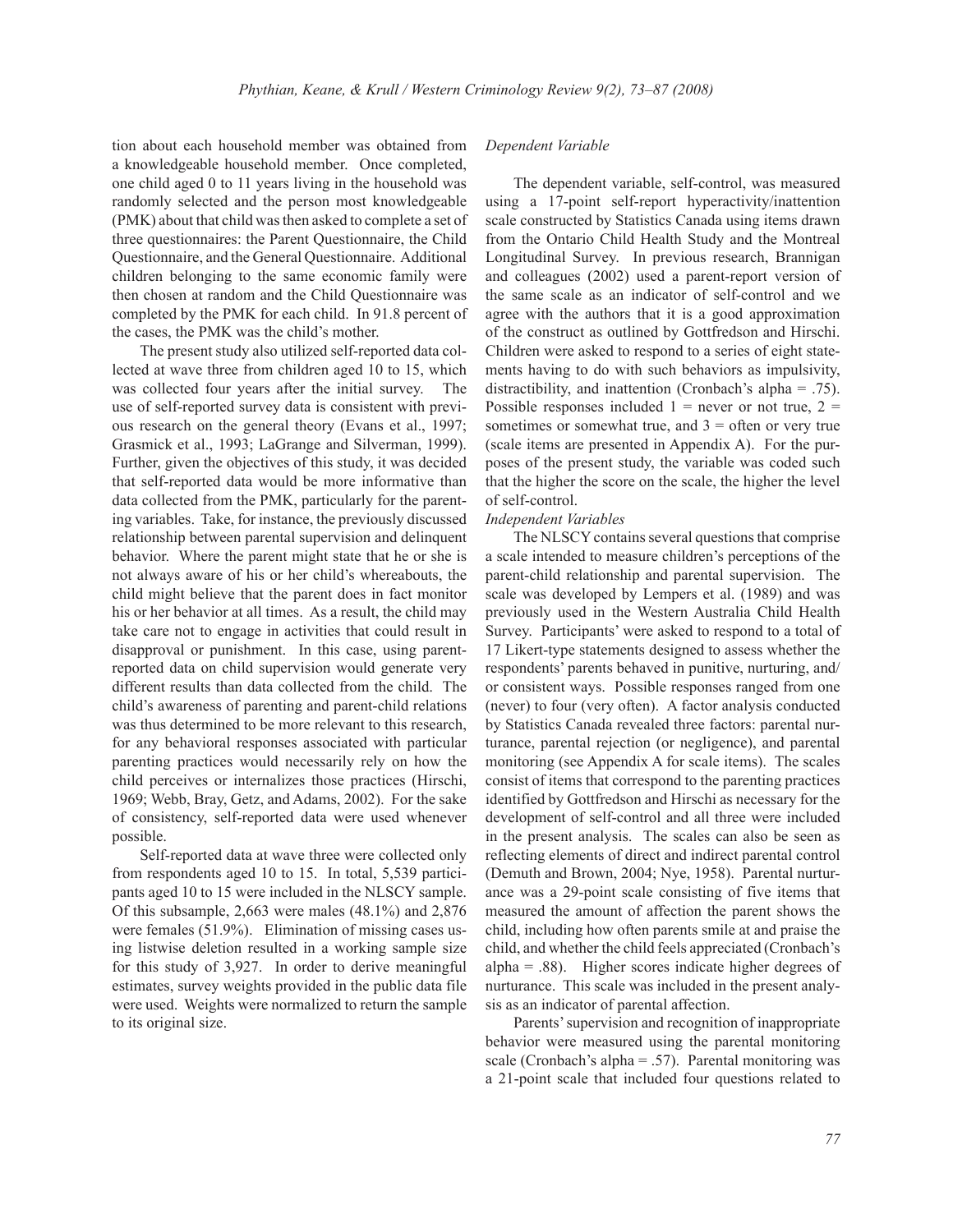tion about each household member was obtained from a knowledgeable household member. Once completed, one child aged 0 to 11 years living in the household was randomly selected and the person most knowledgeable (PMK) about that child was then asked to complete a set of three questionnaires: the Parent Questionnaire, the Child Questionnaire, and the General Questionnaire. Additional children belonging to the same economic family were then chosen at random and the Child Questionnaire was completed by the PMK for each child. In 91.8 percent of the cases, the PMK was the child's mother.

The present study also utilized self-reported data collected at wave three from children aged 10 to 15, which was collected four years after the initial survey. The use of self-reported survey data is consistent with previous research on the general theory (Evans et al., 1997; Grasmick et al., 1993; LaGrange and Silverman, 1999). Further, given the objectives of this study, it was decided that self-reported data would be more informative than data collected from the PMK, particularly for the parenting variables. Take, for instance, the previously discussed relationship between parental supervision and delinquent behavior. Where the parent might state that he or she is not always aware of his or her child's whereabouts, the child might believe that the parent does in fact monitor his or her behavior at all times. As a result, the child may take care not to engage in activities that could result in disapproval or punishment. In this case, using parent-reported data on child supervision would generate very different results than data collected from the child. The child's awareness of parenting and parent-child relations was thus determined to be more relevant to this research, for any behavioral responses associated with particular parenting practices would necessarily rely on how the child perceives or internalizes those practices (Hirschi, 1969; Webb, Bray, Getz, and Adams, 2002). For the sake of consistency, self-reported data were used whenever possible.

Self-reported data at wave three were collected only from respondents aged 10 to 15. In total, 5,539 participants aged 10 to 15 were included in the NLSCY sample. Of this subsample, 2,663 were males (48.1%) and 2,876 were females (51.9%). Elimination of missing cases using listwise deletion resulted in a working sample size for this study of 3,927. In order to derive meaningful estimates, survey weights provided in the public data file were used. Weights were normalized to return the sample to its original size.

*Dependent Variable*

The dependent variable, self-control, was measured using a 17-point self-report hyperactivity/inattention scale constructed by Statistics Canada using items drawn from the Ontario Child Health Study and the Montreal Longitudinal Survey. In previous research, Brannigan and colleagues (2002) used a parent-report version of the same scale as an indicator of self-control and we agree with the authors that it is a good approximation of the construct as outlined by Gottfredson and Hirschi. Children were asked to respond to a series of eight statements having to do with such behaviors as impulsivity, distractibility, and inattention (Cronbach's alpha = .75). Possible responses included 1 = never or not true, 2 = sometimes or somewhat true, and 3 = often or very true (scale items are presented in Appendix A). For the purposes of the present study, the variable was coded such that the higher the score on the scale, the higher the level of self-control.

*Independent Variables*

The NLSCY contains several questions that comprise a scale intended to measure children's perceptions of the parent-child relationship and parental supervision. The scale was developed by Lempers et al. (1989) and was previously used in the Western Australia Child Health Survey. Participants' were asked to respond to a total of 17 Likert-type statements designed to assess whether the respondents' parents behaved in punitive, nurturing, and/or consistent ways. Possible responses ranged from one (never) to four (very often). A factor analysis conducted by Statistics Canada revealed three factors: parental nurturance, parental rejection (or negligence), and parental monitoring (see Appendix A for scale items). The scales consist of items that correspond to the parenting practices identified by Gottfredson and Hirschi as necessary for the development of self-control and all three were included in the present analysis. The scales can also be seen as reflecting elements of direct and indirect parental control (Demuth and Brown, 2004; Nye, 1958). Parental nurturance was a 29-point scale consisting of five items that measured the amount of affection the parent shows the child, including how often parents smile at and praise the child, and whether the child feels appreciated (Cronbach's alpha = .88). Higher scores indicate higher degrees of nurturance. This scale was included in the present analysis as an indicator of parental affection.

Parents' supervision and recognition of inappropriate behavior were measured using the parental monitoring scale (Cronbach's alpha = .57). Parental monitoring was a 21-point scale that included four questions related to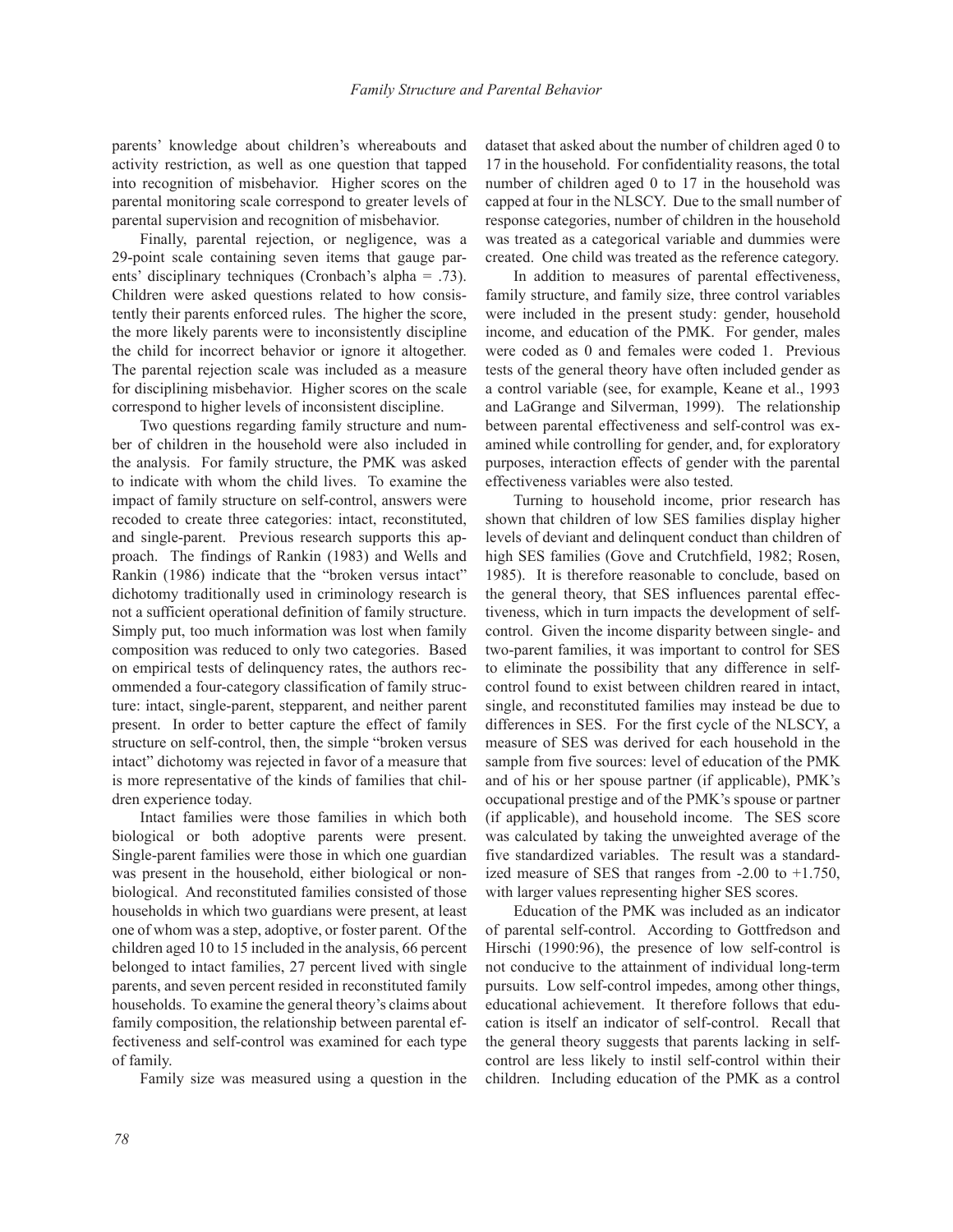parents' knowledge about children's whereabouts and activity restriction, as well as one question that tapped into recognition of misbehavior. Higher scores on the parental monitoring scale correspond to greater levels of parental supervision and recognition of misbehavior.

Finally, parental rejection, or negligence, was a 29-point scale containing seven items that gauge parents' disciplinary techniques (Cronbach's alpha = .73). Children were asked questions related to how consistently their parents enforced rules. The higher the score, the more likely parents were to inconsistently discipline the child for incorrect behavior or ignore it altogether. The parental rejection scale was included as a measure for disciplining misbehavior. Higher scores on the scale correspond to higher levels of inconsistent discipline.

Two questions regarding family structure and number of children in the household were also included in the analysis. For family structure, the PMK was asked to indicate with whom the child lives. To examine the impact of family structure on self-control, answers were recoded to create three categories: intact, reconstituted, and single-parent. Previous research supports this approach. The findings of Rankin (1983) and Wells and Rankin (1986) indicate that the "broken versus intact" dichotomy traditionally used in criminology research is not a sufficient operational definition of family structure. Simply put, too much information was lost when family composition was reduced to only two categories. Based on empirical tests of delinquency rates, the authors recommended a four-category classification of family structure: intact, single-parent, stepparent, and neither parent present. In order to better capture the effect of family structure on self-control, then, the simple "broken versus intact" dichotomy was rejected in favor of a measure that is more representative of the kinds of families that children experience today.

Intact families were those families in which both biological or both adoptive parents were present. Single-parent families were those in which one guardian was present in the household, either biological or non-biological. And reconstituted families consisted of those households in which two guardians were present, at least one of whom was a step, adoptive, or foster parent. Of the children aged 10 to 15 included in the analysis, 66 percent belonged to intact families, 27 percent lived with single parents, and seven percent resided in reconstituted family households. To examine the general theory's claims about family composition, the relationship between parental effectiveness and self-control was examined for each type of family.

Family size was measured using a question in the dataset that asked about the number of children aged 0 to 17 in the household. For confidentiality reasons, the total number of children aged 0 to 17 in the household was capped at four in the NLSCY. Due to the small number of response categories, number of children in the household was treated as a categorical variable and dummies were created. One child was treated as the reference category.

In addition to measures of parental effectiveness, family structure, and family size, three control variables were included in the present study: gender, household income, and education of the PMK. For gender, males were coded as 0 and females were coded 1. Previous tests of the general theory have often included gender as a control variable (see, for example, Keane et al., 1993 and LaGrange and Silverman, 1999). The relationship between parental effectiveness and self-control was examined while controlling for gender, and, for exploratory purposes, interaction effects of gender with the parental effectiveness variables were also tested.

Turning to household income, prior research has shown that children of low SES families display higher levels of deviant and delinquent conduct than children of high SES families (Gove and Crutchfield, 1982; Rosen, 1985). It is therefore reasonable to conclude, based on the general theory, that SES influences parental effectiveness, which in turn impacts the development of self-control. Given the income disparity between single- and two-parent families, it was important to control for SES to eliminate the possibility that any difference in self-control found to exist between children reared in intact, single, and reconstituted families may instead be due to differences in SES. For the first cycle of the NLSCY, a measure of SES was derived for each household in the sample from five sources: level of education of the PMK and of his or her spouse partner (if applicable), PMK's occupational prestige and of the PMK's spouse or partner (if applicable), and household income. The SES score was calculated by taking the unweighted average of the five standardized variables. The result was a standardized measure of SES that ranges from -2.00 to +1.750, with larger values representing higher SES scores.

Education of the PMK was included as an indicator of parental self-control. According to Gottfredson and Hirschi (1990:96), the presence of low self-control is not conducive to the attainment of individual long-term pursuits. Low self-control impedes, among other things, educational achievement. It therefore follows that education is itself an indicator of self-control. Recall that the general theory suggests that parents lacking in self-control are less likely to instil self-control within their children. Including education of the PMK as a control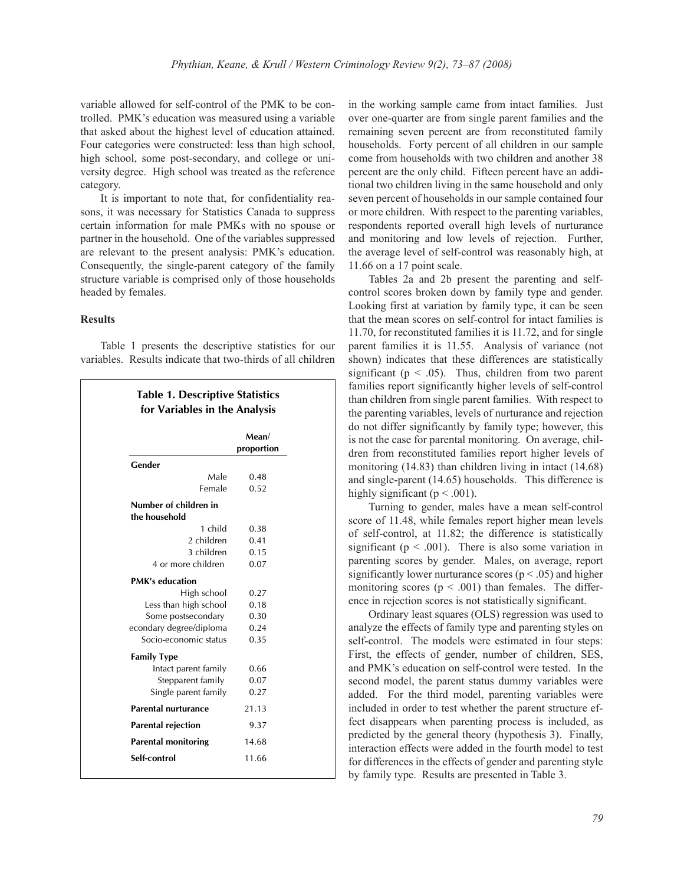variable allowed for self-control of the PMK to be controlled. PMK's education was measured using a variable that asked about the highest level of education attained. Four categories were constructed: less than high school, high school, some post-secondary, and college or university degree. High school was treated as the reference category.

It is important to note that, for confidentiality reasons, it was necessary for Statistics Canada to suppress certain information for male PMKs with no spouse or partner in the household. One of the variables suppressed are relevant to the present analysis: PMK's education. Consequently, the single-parent category of the family structure variable is comprised only of those households headed by females.

### Results

Table 1 presents the descriptive statistics for our variables. Results indicate that two-thirds of all children in the working sample came from intact families. Just over one-quarter are from single parent families and the remaining seven percent are from reconstituted family households. Forty percent of all children in our sample come from households with two children and another 38 percent are the only child. Fifteen percent have an additional two children living in the same household and only seven percent of households in our sample contained four or more children. With respect to the parenting variables, respondents reported overall high levels of nurturance and monitoring and low levels of rejection. Further, the average level of self-control was reasonably high, at 11.66 on a 17 point scale.

**Table 1. Descriptive Statistics for Variables in the Analysis**

| | Mean/ proportion |
|---|---|
| **Gender** | |
| Male | 0.48 |
| Female | 0.52 |
| **Number of children in the household** | |
| 1 child | 0.38 |
| 2 children | 0.41 |
| 3 children | 0.15 |
| 4 or more children | 0.07 |
| **PMK's education** | |
| High school | 0.27 |
| Less than high school | 0.18 |
| Some postsecondary | 0.30 |
| econdary degree/diploma | 0.24 |
| Socio-economic status | 0.35 |
| **Family Type** | |
| Intact parent family | 0.66 |
| Stepparent family | 0.07 |
| Single parent family | 0.27 |
| **Parental nurturance** | 21.13 |
| **Parental rejection** | 9.37 |
| **Parental monitoring** | 14.68 |
| **Self-control** | 11.66 |

Tables 2a and 2b present the parenting and self-control scores broken down by family type and gender. Looking first at variation by family type, it can be seen that the mean scores on self-control for intact families is 11.70, for reconstituted families it is 11.72, and for single parent families it is 11.55. Analysis of variance (not shown) indicates that these differences are statistically significant ($p < .05$). Thus, children from two parent families report significantly higher levels of self-control than children from single parent families. With respect to the parenting variables, levels of nurturance and rejection do not differ significantly by family type; however, this is not the case for parental monitoring. On average, children from reconstituted families report higher levels of monitoring (14.83) than children living in intact (14.68) and single-parent (14.65) households. This difference is highly significant ($p < .001$).

Turning to gender, males have a mean self-control score of 11.48, while females report higher mean levels of self-control, at 11.82; the difference is statistically significant ($p < .001$). There is also some variation in parenting scores by gender. Males, on average, report significantly lower nurturance scores ($p < .05$) and higher monitoring scores ($p < .001$) than females. The difference in rejection scores is not statistically significant.

Ordinary least squares (OLS) regression was used to analyze the effects of family type and parenting styles on self-control. The models were estimated in four steps: First, the effects of gender, number of children, SES, and PMK's education on self-control were tested. In the second model, the parent status dummy variables were added. For the third model, parenting variables were included in order to test whether the parent structure effect disappears when parenting process is included, as predicted by the general theory (hypothesis 3). Finally, interaction effects were added in the fourth model to test for differences in the effects of gender and parenting style by family type. Results are presented in Table 3.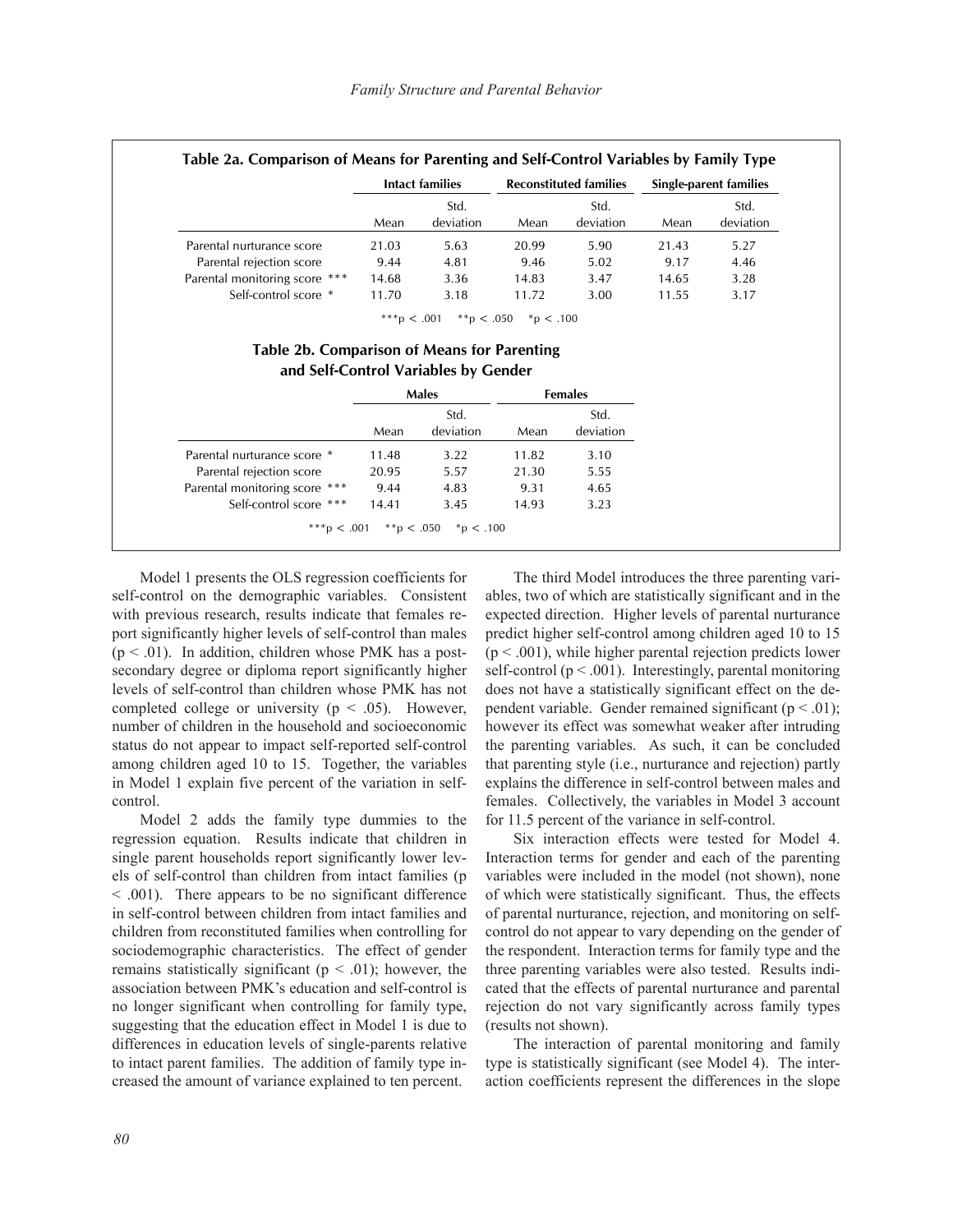**Table 2a. Comparison of Means for Parenting and Self-Control Variables by Family Type**

| | Intact families | | Reconstituted families | | Single-parent families | |
|---|---|---|---|---|---|---|
| | Mean | Std. deviation | Mean | Std. deviation | Mean | Std. deviation |
| Parental nurturance score | 21.03 | 5.63 | 20.99 | 5.90 | 21.43 | 5.27 |
| Parental rejection score | 9.44 | 4.81 | 9.46 | 5.02 | 9.17 | 4.46 |
| Parental monitoring score *** | 14.68 | 3.36 | 14.83 | 3.47 | 14.65 | 3.28 |
| Self-control score * | 11.70 | 3.18 | 11.72 | 3.00 | 11.55 | 3.17 |

***p < .001 **p < .050 *p < .100

**Table 2b. Comparison of Means for Parenting and Self-Control Variables by Gender**

| | Males | | Females | |
|---|---|---|---|---|
| | Mean | Std. deviation | Mean | Std. deviation |
| Parental nurturance score * | 11.48 | 3.22 | 11.82 | 3.10 |
| Parental rejection score | 20.95 | 5.57 | 21.30 | 5.55 |
| Parental monitoring score *** | 9.44 | 4.83 | 9.31 | 4.65 |
| Self-control score *** | 14.41 | 3.45 | 14.93 | 3.23 |

***p < .001 **p < .050 *p < .100

Model 1 presents the OLS regression coefficients for self-control on the demographic variables. Consistent with previous research, results indicate that females report significantly higher levels of self-control than males ($p < .01$). In addition, children whose PMK has a post-secondary degree or diploma report significantly higher levels of self-control than children whose PMK has not completed college or university ($p < .05$). However, number of children in the household and socioeconomic status do not appear to impact self-reported self-control among children aged 10 to 15. Together, the variables in Model 1 explain five percent of the variation in self-control.

Model 2 adds the family type dummies to the regression equation. Results indicate that children in single parent households report significantly lower levels of self-control than children from intact families ($p < .001$). There appears to be no significant difference in self-control between children from intact families and children from reconstituted families when controlling for sociodemographic characteristics. The effect of gender remains statistically significant ($p < .01$); however, the association between PMK's education and self-control is no longer significant when controlling for family type, suggesting that the education effect in Model 1 is due to differences in education levels of single-parents relative to intact parent families. The addition of family type increased the amount of variance explained to ten percent.

The third Model introduces the three parenting variables, two of which are statistically significant and in the expected direction. Higher levels of parental nurturance predict higher self-control among children aged 10 to 15 ($p < .001$), while higher parental rejection predicts lower self-control ($p < .001$). Interestingly, parental monitoring does not have a statistically significant effect on the dependent variable. Gender remained significant ($p < .01$); however its effect was somewhat weaker after intruding the parenting variables. As such, it can be concluded that parenting style (i.e., nurturance and rejection) partly explains the difference in self-control between males and females. Collectively, the variables in Model 3 account for 11.5 percent of the variance in self-control.

Six interaction effects were tested for Model 4. Interaction terms for gender and each of the parenting variables were included in the model (not shown), none of which were statistically significant. Thus, the effects of parental nurturance, rejection, and monitoring on self-control do not appear to vary depending on the gender of the respondent. Interaction terms for family type and the three parenting variables were also tested. Results indicated that the effects of parental nurturance and parental rejection do not vary significantly across family types (results not shown).

The interaction of parental monitoring and family type is statistically significant (see Model 4). The interaction coefficients represent the differences in the slope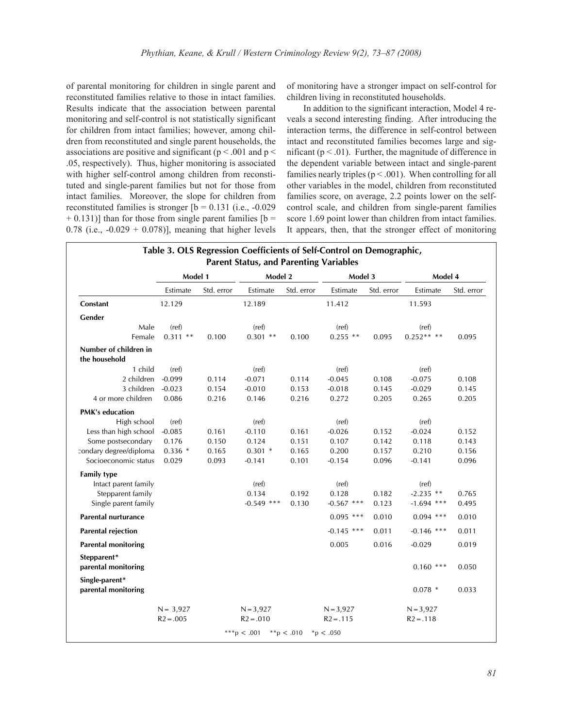of parental monitoring for children in single parent and reconstituted families relative to those in intact families. Results indicate that the association between parental monitoring and self-control is not statistically significant for children from intact families; however, among children from reconstituted and single parent households, the associations are positive and significant ($p < .001$ and $p < .05$, respectively). Thus, higher monitoring is associated with higher self-control among children from reconstituted and single-parent families but not for those from intact families. Moreover, the slope for children from reconstituted families is stronger [b = 0.131 (i.e., -0.029 + 0.131)] than for those from single parent families [b = 0.78 (i.e., -0.029 + 0.078)], meaning that higher levels of monitoring have a stronger impact on self-control for children living in reconstituted households.

In addition to the significant interaction, Model 4 reveals a second interesting finding. After introducing the interaction terms, the difference in self-control between intact and reconstituted families becomes large and significant ($p < .01$). Further, the magnitude of difference in the dependent variable between intact and single-parent families nearly triples ($p < .001$). When controlling for all other variables in the model, children from reconstituted families score, on average, 2.2 points lower on the self-control scale, and children from single-parent families score 1.69 point lower than children from intact families. It appears, then, that the stronger effect of monitoring

**Table 3. OLS Regression Coefficients of Self-Control on Demographic, Parent Status, and Parenting Variables**

| | Model 1 | | Model 2 | | Model 3 | | Model 4 | |
|---|---|---|---|---|---|---|---|---|
| | Estimate | Std. error | Estimate | Std. error | Estimate | Std. error | Estimate | Std. error |
| **Constant** | 12.129 | | 12.189 | | 11.412 | | 11.593 | |
| **Gender** | | | | | | | | |
| Male | (ref) | | (ref) | | (ref) | | (ref) | |
| Female | 0.311 ** | 0.100 | 0.301 ** | 0.100 | 0.255 ** | 0.095 | 0.252** ** | 0.095 |
| **Number of children in the household** | | | | | | | | |
| 1 child | (ref) | | (ref) | | (ref) | | (ref) | |
| 2 children | -0.099 | 0.114 | -0.071 | 0.114 | -0.045 | 0.108 | -0.075 | 0.108 |
| 3 children | -0.023 | 0.154 | -0.010 | 0.153 | -0.018 | 0.145 | -0.029 | 0.145 |
| 4 or more children | 0.086 | 0.216 | 0.146 | 0.216 | 0.272 | 0.205 | 0.265 | 0.205 |
| **PMK's education** | | | | | | | | |
| High school | (ref) | | (ref) | | (ref) | | (ref) | |
| Less than high school | -0.085 | 0.161 | -0.110 | 0.161 | -0.026 | 0.152 | -0.024 | 0.152 |
| Some postsecondary | 0.176 | 0.150 | 0.124 | 0.151 | 0.107 | 0.142 | 0.118 | 0.143 |
| condary degree/diploma | 0.336 * | 0.165 | 0.301 * | 0.165 | 0.200 | 0.157 | 0.210 | 0.156 |
| Socioeconomic status | 0.029 | 0.093 | -0.141 | 0.101 | -0.154 | 0.096 | -0.141 | 0.096 |
| **Family type** | | | | | | | | |
| Intact parent family | | | (ref) | | (ref) | | (ref) | |
| Stepparent family | | | 0.134 | 0.192 | 0.128 | 0.182 | -2.235 ** | 0.765 |
| Single parent family | | | -0.549 *** | 0.130 | -0.567 *** | 0.123 | -1.694 *** | 0.495 |
| **Parental nurturance** | | | | | 0.095 *** | 0.010 | 0.094 *** | 0.010 |
| **Parental rejection** | | | | | -0.145 *** | 0.011 | -0.146 *** | 0.011 |
| **Parental monitoring** | | | | | 0.005 | 0.016 | -0.029 | 0.019 |
| **Stepparent* parental monitoring** | | | | | | | 0.160 *** | 0.050 |
| **Single-parent* parental monitoring** | | | | | | | 0.078 * | 0.033 |
| | N = 3,927 | | N = 3,927 | | N = 3,927 | | N = 3,927 | |
| | $R2 = .005$ | | $R2 = .010$ | | $R2 = .115$ | | $R2 = .118$ | |

***p < .001 **p < .010 *p < .050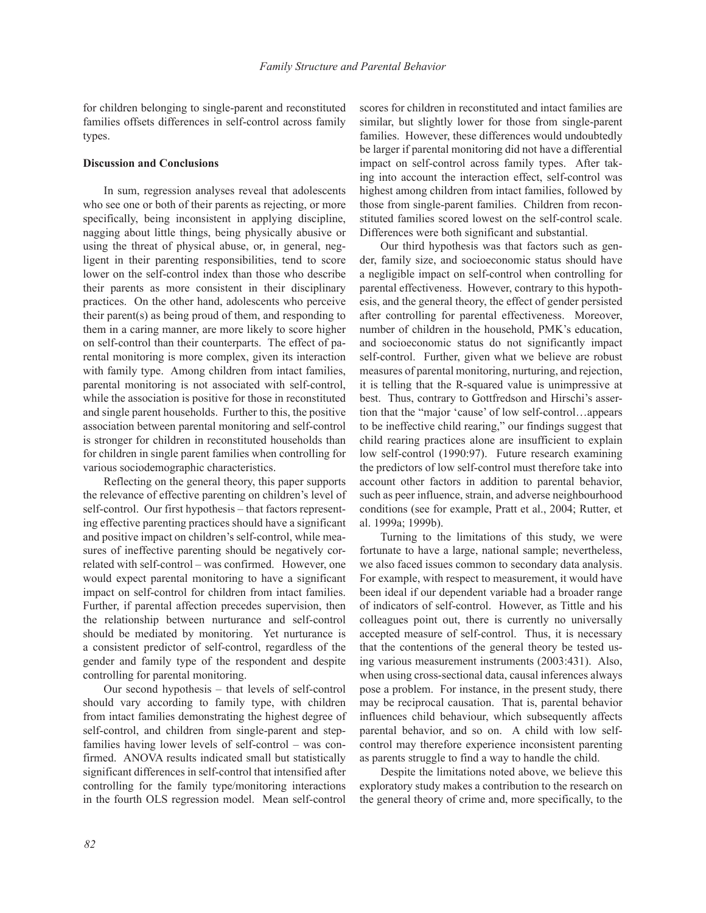for children belonging to single-parent and reconstituted families offsets differences in self-control across family types.

**Discussion and Conclusions**

In sum, regression analyses reveal that adolescents who see one or both of their parents as rejecting, or more specifically, being inconsistent in applying discipline, nagging about little things, being physically abusive or using the threat of physical abuse, or, in general, negligent in their parenting responsibilities, tend to score lower on the self-control index than those who describe their parents as more consistent in their disciplinary practices. On the other hand, adolescents who perceive their parent(s) as being proud of them, and responding to them in a caring manner, are more likely to score higher on self-control than their counterparts. The effect of parental monitoring is more complex, given its interaction with family type. Among children from intact families, parental monitoring is not associated with self-control, while the association is positive for those in reconstituted and single parent households. Further to this, the positive association between parental monitoring and self-control is stronger for children in reconstituted households than for children in single parent families when controlling for various sociodemographic characteristics.

Reflecting on the general theory, this paper supports the relevance of effective parenting on children's level of self-control. Our first hypothesis – that factors representing effective parenting practices should have a significant and positive impact on children's self-control, while measures of ineffective parenting should be negatively correlated with self-control – was confirmed. However, one would expect parental monitoring to have a significant impact on self-control for children from intact families. Further, if parental affection precedes supervision, then the relationship between nurturance and self-control should be mediated by monitoring. Yet nurturance is a consistent predictor of self-control, regardless of the gender and family type of the respondent and despite controlling for parental monitoring.

Our second hypothesis – that levels of self-control should vary according to family type, with children from intact families demonstrating the highest degree of self-control, and children from single-parent and step-families having lower levels of self-control – was confirmed. ANOVA results indicated small but statistically significant differences in self-control that intensified after controlling for the family type/monitoring interactions in the fourth OLS regression model. Mean self-control scores for children in reconstituted and intact families are similar, but slightly lower for those from single-parent families. However, these differences would undoubtedly be larger if parental monitoring did not have a differential impact on self-control across family types. After taking into account the interaction effect, self-control was highest among children from intact families, followed by those from single-parent families. Children from reconstituted families scored lowest on the self-control scale. Differences were both significant and substantial.

Our third hypothesis was that factors such as gender, family size, and socioeconomic status should have a negligible impact on self-control when controlling for parental effectiveness. However, contrary to this hypothesis, and the general theory, the effect of gender persisted after controlling for parental effectiveness. Moreover, number of children in the household, PMK's education, and socioeconomic status do not significantly impact self-control. Further, given what we believe are robust measures of parental monitoring, nurturing, and rejection, it is telling that the R-squared value is unimpressive at best. Thus, contrary to Gottfredson and Hirschi's assertion that the "major 'cause' of low self-control…appears to be ineffective child rearing," our findings suggest that child rearing practices alone are insufficient to explain low self-control (1990:97). Future research examining the predictors of low self-control must therefore take into account other factors in addition to parental behavior, such as peer influence, strain, and adverse neighbourhood conditions (see for example, Pratt et al., 2004; Rutter, et al. 1999a; 1999b).

Turning to the limitations of this study, we were fortunate to have a large, national sample; nevertheless, we also faced issues common to secondary data analysis. For example, with respect to measurement, it would have been ideal if our dependent variable had a broader range of indicators of self-control. However, as Tittle and his colleagues point out, there is currently no universally accepted measure of self-control. Thus, it is necessary that the contentions of the general theory be tested using various measurement instruments (2003:431). Also, when using cross-sectional data, causal inferences always pose a problem. For instance, in the present study, there may be reciprocal causation. That is, parental behavior influences child behaviour, which subsequently affects parental behavior, and so on. A child with low self-control may therefore experience inconsistent parenting as parents struggle to find a way to handle the child.

Despite the limitations noted above, we believe this exploratory study makes a contribution to the research on the general theory of crime and, more specifically, to the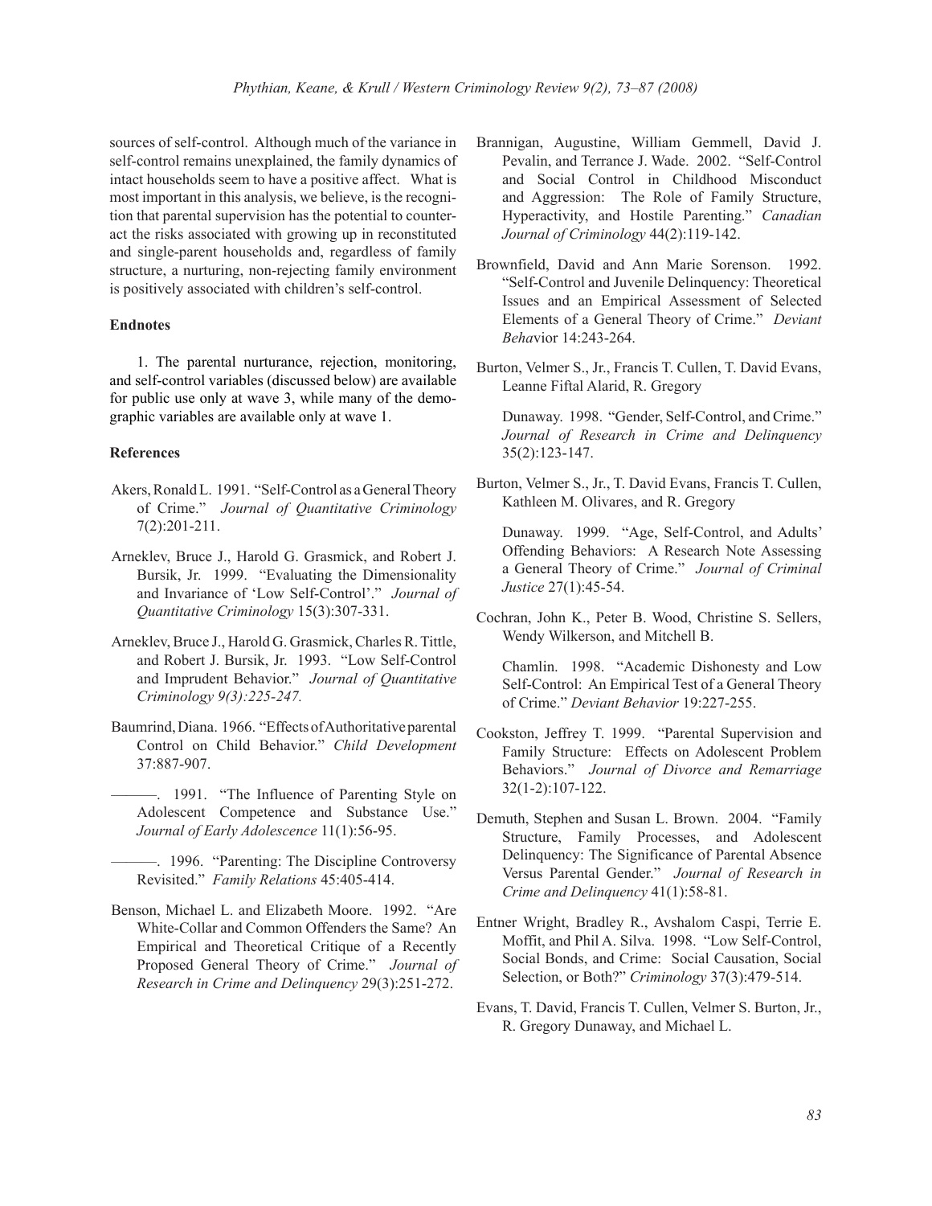sources of self-control. Although much of the variance in self-control remains unexplained, the family dynamics of intact households seem to have a positive affect. What is most important in this analysis, we believe, is the recognition that parental supervision has the potential to counteract the risks associated with growing up in reconstituted and single-parent households and, regardless of family structure, a nurturing, non-rejecting family environment is positively associated with children's self-control.

### Endnotes

1. The parental nurturance, rejection, monitoring, and self-control variables (discussed below) are available for public use only at wave 3, while many of the demographic variables are available only at wave 1.

### References

Akers, Ronald L. 1991. "Self-Control as a General Theory of Crime." *Journal of Quantitative Criminology* 7(2):201-211.

Arneklev, Bruce J., Harold G. Grasmick, and Robert J. Bursik, Jr. 1999. "Evaluating the Dimensionality and Invariance of 'Low Self-Control'." *Journal of Quantitative Criminology* 15(3):307-331.

Arneklev, Bruce J., Harold G. Grasmick, Charles R. Tittle, and Robert J. Bursik, Jr. 1993. "Low Self-Control and Imprudent Behavior." *Journal of Quantitative Criminology 9(3):225-247.*

Baumrind, Diana. 1966. "Effects of Authoritative parental Control on Child Behavior." *Child Development* 37:887-907.

———. 1991. "The Influence of Parenting Style on Adolescent Competence and Substance Use." *Journal of Early Adolescence* 11(1):56-95.

———. 1996. "Parenting: The Discipline Controversy Revisited." *Family Relations* 45:405-414.

Benson, Michael L. and Elizabeth Moore. 1992. "Are White-Collar and Common Offenders the Same? An Empirical and Theoretical Critique of a Recently Proposed General Theory of Crime." *Journal of Research in Crime and Delinquency* 29(3):251-272.

Brannigan, Augustine, William Gemmell, David J. Pevalin, and Terrance J. Wade. 2002. "Self-Control and Social Control in Childhood Misconduct and Aggression: The Role of Family Structure, Hyperactivity, and Hostile Parenting." *Canadian Journal of Criminology* 44(2):119-142.

Brownfield, David and Ann Marie Sorenson. 1992. "Self-Control and Juvenile Delinquency: Theoretical Issues and an Empirical Assessment of Selected Elements of a General Theory of Crime." *Deviant Beha*vior 14:243-264.

Burton, Velmer S., Jr., Francis T. Cullen, T. David Evans, Leanne Fiftal Alarid, R. Gregory

Dunaway. 1998. "Gender, Self-Control, and Crime." *Journal of Research in Crime and Delinquency* 35(2):123-147.

Burton, Velmer S., Jr., T. David Evans, Francis T. Cullen, Kathleen M. Olivares, and R. Gregory

Dunaway. 1999. "Age, Self-Control, and Adults' Offending Behaviors: A Research Note Assessing a General Theory of Crime." *Journal of Criminal Justice* 27(1):45-54.

Cochran, John K., Peter B. Wood, Christine S. Sellers, Wendy Wilkerson, and Mitchell B.

Chamlin. 1998. "Academic Dishonesty and Low Self-Control: An Empirical Test of a General Theory of Crime." *Deviant Behavior* 19:227-255.

Cookston, Jeffrey T. 1999. "Parental Supervision and Family Structure: Effects on Adolescent Problem Behaviors." *Journal of Divorce and Remarriage* 32(1-2):107-122.

Demuth, Stephen and Susan L. Brown. 2004. "Family Structure, Family Processes, and Adolescent Delinquency: The Significance of Parental Absence Versus Parental Gender." *Journal of Research in Crime and Delinquency* 41(1):58-81.

Entner Wright, Bradley R., Avshalom Caspi, Terrie E. Moffit, and Phil A. Silva. 1998. "Low Self-Control, Social Bonds, and Crime: Social Causation, Social Selection, or Both?" *Criminology* 37(3):479-514.

Evans, T. David, Francis T. Cullen, Velmer S. Burton, Jr., R. Gregory Dunaway, and Michael L.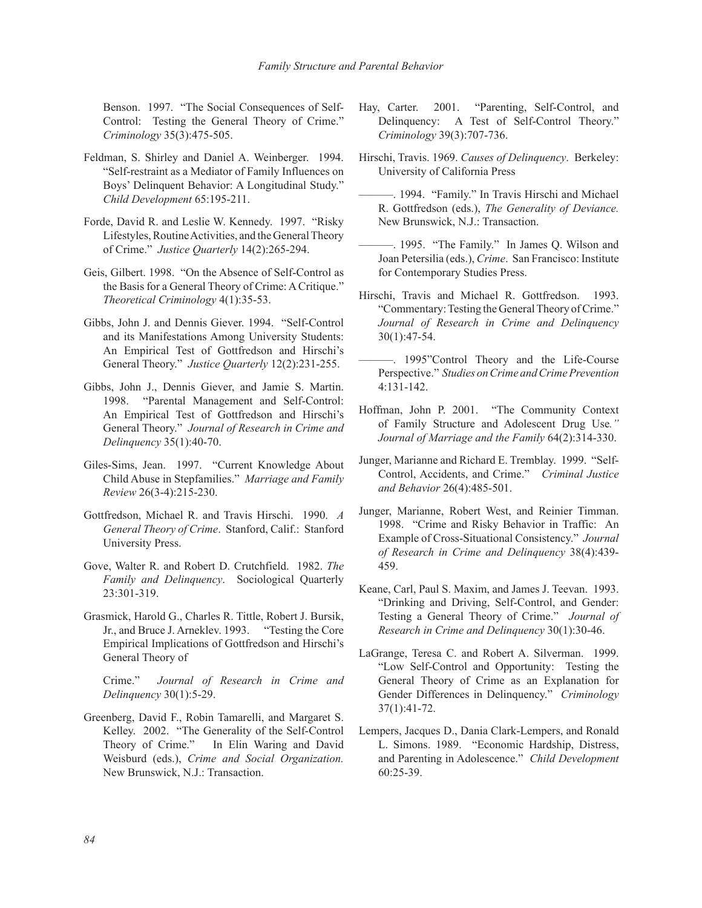Benson. 1997. "The Social Consequences of Self-Control: Testing the General Theory of Crime." *Criminology* 35(3):475-505.

Feldman, S. Shirley and Daniel A. Weinberger. 1994. "Self-restraint as a Mediator of Family Influences on Boys' Delinquent Behavior: A Longitudinal Study." *Child Development* 65:195-211.

Forde, David R. and Leslie W. Kennedy. 1997. "Risky Lifestyles, Routine Activities, and the General Theory of Crime." *Justice Quarterly* 14(2):265-294.

Geis, Gilbert. 1998. "On the Absence of Self-Control as the Basis for a General Theory of Crime: A Critique." *Theoretical Criminology* 4(1):35-53.

Gibbs, John J. and Dennis Giever. 1994. "Self-Control and its Manifestations Among University Students: An Empirical Test of Gottfredson and Hirschi's General Theory." *Justice Quarterly* 12(2):231-255.

Gibbs, John J., Dennis Giever, and Jamie S. Martin. 1998. "Parental Management and Self-Control: An Empirical Test of Gottfredson and Hirschi's General Theory." *Journal of Research in Crime and Delinquency* 35(1):40-70.

Giles-Sims, Jean. 1997. "Current Knowledge About Child Abuse in Stepfamilies." *Marriage and Family Review* 26(3-4):215-230.

Gottfredson, Michael R. and Travis Hirschi. 1990. *A General Theory of Crime*. Stanford, Calif.: Stanford University Press.

Gove, Walter R. and Robert D. Crutchfield. 1982. *The Family and Delinquency*. Sociological Quarterly 23:301-319.

Grasmick, Harold G., Charles R. Tittle, Robert J. Bursik, Jr., and Bruce J. Arneklev. 1993. "Testing the Core Empirical Implications of Gottfredson and Hirschi's General Theory of

Crime." *Journal of Research in Crime and Delinquency* 30(1):5-29.

Greenberg, David F., Robin Tamarelli, and Margaret S. Kelley. 2002. "The Generality of the Self-Control Theory of Crime." In Elin Waring and David Weisburd (eds.), *Crime and Social Organization.* New Brunswick, N.J.: Transaction.

Hay, Carter. 2001. "Parenting, Self-Control, and Delinquency: A Test of Self-Control Theory." *Criminology* 39(3):707-736.

Hirschi, Travis. 1969. *Causes of Delinquency*. Berkeley: University of California Press

———. 1994. "Family." In Travis Hirschi and Michael R. Gottfredson (eds.), *The Generality of Deviance.* New Brunswick, N.J.: Transaction.

———. 1995. "The Family." In James Q. Wilson and Joan Petersilia (eds.), *Crime*. San Francisco: Institute for Contemporary Studies Press.

Hirschi, Travis and Michael R. Gottfredson. 1993. "Commentary: Testing the General Theory of Crime." *Journal of Research in Crime and Delinquency* 30(1):47-54.

———. 1995"Control Theory and the Life-Course Perspective." *Studies on Crime and Crime Prevention* 4:131-142.

Hoffman, John P. 2001. "The Community Context of Family Structure and Adolescent Drug Use*." Journal of Marriage and the Family* 64(2):314-330.

Junger, Marianne and Richard E. Tremblay. 1999. "Self-Control, Accidents, and Crime." *Criminal Justice and Behavior* 26(4):485-501.

Junger, Marianne, Robert West, and Reinier Timman. 1998. "Crime and Risky Behavior in Traffic: An Example of Cross-Situational Consistency." *Journal of Research in Crime and Delinquency* 38(4):439-459.

Keane, Carl, Paul S. Maxim, and James J. Teevan. 1993. "Drinking and Driving, Self-Control, and Gender: Testing a General Theory of Crime." *Journal of Research in Crime and Delinquency* 30(1):30-46.

LaGrange, Teresa C. and Robert A. Silverman. 1999. "Low Self-Control and Opportunity: Testing the General Theory of Crime as an Explanation for Gender Differences in Delinquency." *Criminology* 37(1):41-72.

Lempers, Jacques D., Dania Clark-Lempers, and Ronald L. Simons. 1989. "Economic Hardship, Distress, and Parenting in Adolescence." *Child Development* 60:25-39.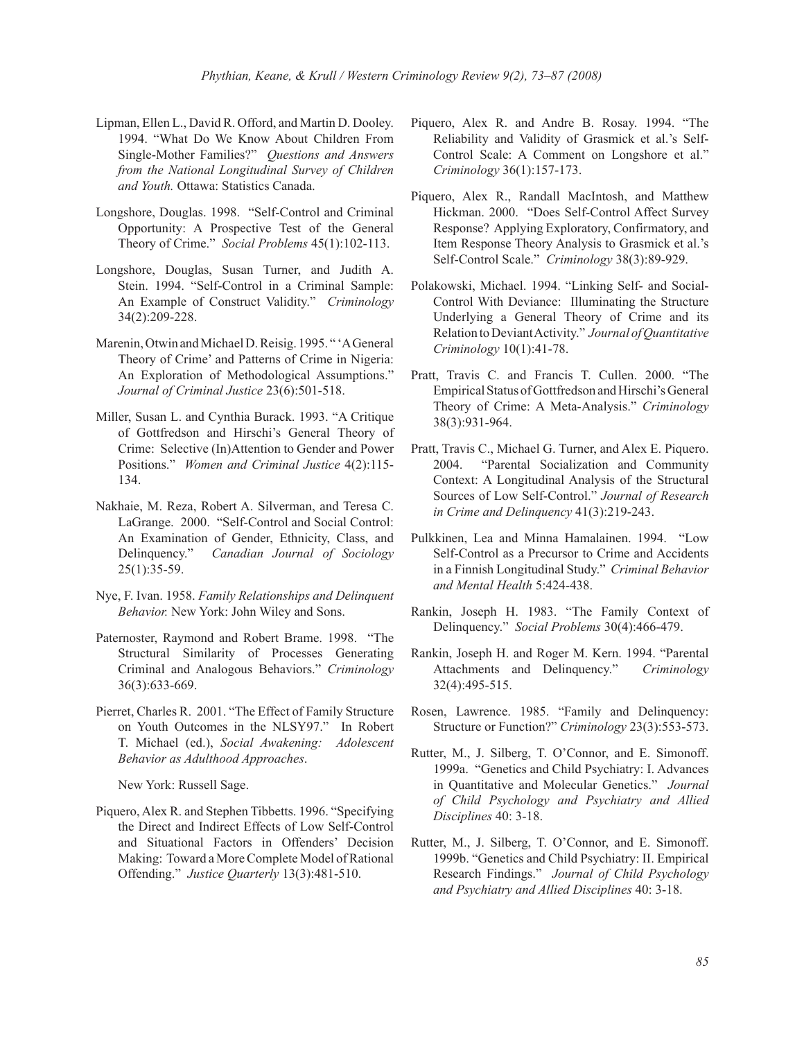Lipman, Ellen L., David R. Offord, and Martin D. Dooley. 1994. "What Do We Know About Children From Single-Mother Families?" *Questions and Answers from the National Longitudinal Survey of Children and Youth.* Ottawa: Statistics Canada.

Longshore, Douglas. 1998. "Self-Control and Criminal Opportunity: A Prospective Test of the General Theory of Crime." *Social Problems* 45(1):102-113.

Longshore, Douglas, Susan Turner, and Judith A. Stein. 1994. "Self-Control in a Criminal Sample: An Example of Construct Validity." *Criminology* 34(2):209-228.

Marenin, Otwin and Michael D. Reisig. 1995. " 'A General Theory of Crime' and Patterns of Crime in Nigeria: An Exploration of Methodological Assumptions." *Journal of Criminal Justice* 23(6):501-518.

Miller, Susan L. and Cynthia Burack. 1993. "A Critique of Gottfredson and Hirschi's General Theory of Crime: Selective (In)Attention to Gender and Power Positions." *Women and Criminal Justice* 4(2):115-134.

Nakhaie, M. Reza, Robert A. Silverman, and Teresa C. LaGrange. 2000. "Self-Control and Social Control: An Examination of Gender, Ethnicity, Class, and Delinquency." *Canadian Journal of Sociology* 25(1):35-59.

Nye, F. Ivan. 1958. *Family Relationships and Delinquent Behavior.* New York: John Wiley and Sons.

Paternoster, Raymond and Robert Brame. 1998. "The Structural Similarity of Processes Generating Criminal and Analogous Behaviors." *Criminology* 36(3):633-669.

Pierret, Charles R. 2001. "The Effect of Family Structure on Youth Outcomes in the NLSY97." In Robert T. Michael (ed.), *Social Awakening: Adolescent Behavior as Adulthood Approaches*.

New York: Russell Sage.

Piquero, Alex R. and Stephen Tibbetts. 1996. "Specifying the Direct and Indirect Effects of Low Self-Control and Situational Factors in Offenders' Decision Making: Toward a More Complete Model of Rational Offending." *Justice Quarterly* 13(3):481-510.

Piquero, Alex R. and Andre B. Rosay. 1994. "The Reliability and Validity of Grasmick et al.'s Self-Control Scale: A Comment on Longshore et al." *Criminology* 36(1):157-173.

Piquero, Alex R., Randall MacIntosh, and Matthew Hickman. 2000. "Does Self-Control Affect Survey Response? Applying Exploratory, Confirmatory, and Item Response Theory Analysis to Grasmick et al.'s Self-Control Scale." *Criminology* 38(3):89-929.

Polakowski, Michael. 1994. "Linking Self- and Social-Control With Deviance: Illuminating the Structure Underlying a General Theory of Crime and its Relation to Deviant Activity." *Journal of Quantitative Criminology* 10(1):41-78.

Pratt, Travis C. and Francis T. Cullen. 2000. "The Empirical Status of Gottfredson and Hirschi's General Theory of Crime: A Meta-Analysis." *Criminology* 38(3):931-964.

Pratt, Travis C., Michael G. Turner, and Alex E. Piquero. 2004. "Parental Socialization and Community Context: A Longitudinal Analysis of the Structural Sources of Low Self-Control." *Journal of Research in Crime and Delinquency* 41(3):219-243.

Pulkkinen, Lea and Minna Hamalainen. 1994. "Low Self-Control as a Precursor to Crime and Accidents in a Finnish Longitudinal Study." *Criminal Behavior and Mental Health* 5:424-438.

Rankin, Joseph H. 1983. "The Family Context of Delinquency." *Social Problems* 30(4):466-479.

Rankin, Joseph H. and Roger M. Kern. 1994. "Parental Attachments and Delinquency." *Criminology* 32(4):495-515.

Rosen, Lawrence. 1985. "Family and Delinquency: Structure or Function?" *Criminology* 23(3):553-573.

Rutter, M., J. Silberg, T. O'Connor, and E. Simonoff. 1999a. "Genetics and Child Psychiatry: I. Advances in Quantitative and Molecular Genetics." *Journal of Child Psychology and Psychiatry and Allied Disciplines* 40: 3-18.

Rutter, M., J. Silberg, T. O'Connor, and E. Simonoff. 1999b. "Genetics and Child Psychiatry: II. Empirical Research Findings." *Journal of Child Psychology and Psychiatry and Allied Disciplines* 40: 3-18.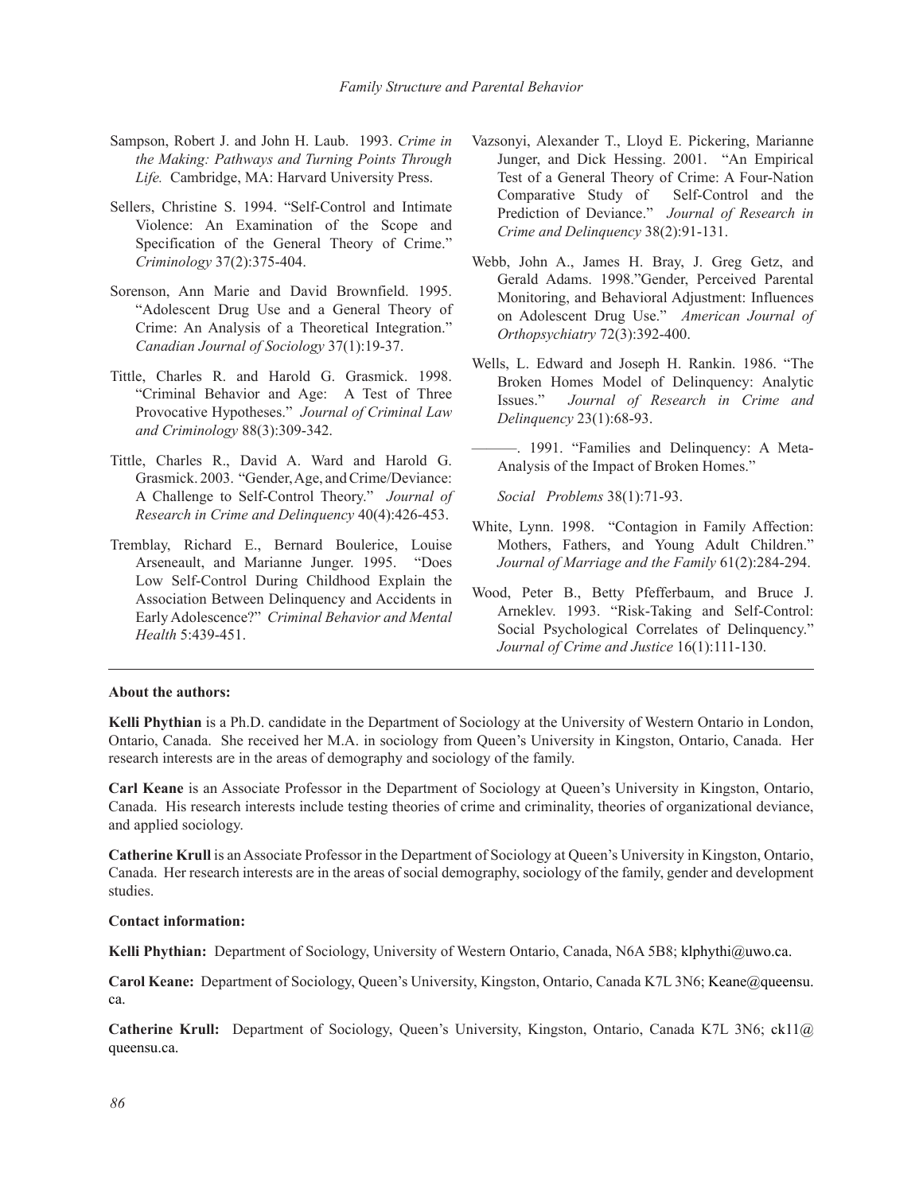Sampson, Robert J. and John H. Laub. 1993. *Crime in the Making: Pathways and Turning Points Through Life.* Cambridge, MA: Harvard University Press.

Sellers, Christine S. 1994. "Self-Control and Intimate Violence: An Examination of the Scope and Specification of the General Theory of Crime." *Criminology* 37(2):375-404.

Sorenson, Ann Marie and David Brownfield. 1995. "Adolescent Drug Use and a General Theory of Crime: An Analysis of a Theoretical Integration." *Canadian Journal of Sociology* 37(1):19-37.

Tittle, Charles R. and Harold G. Grasmick. 1998. "Criminal Behavior and Age: A Test of Three Provocative Hypotheses." *Journal of Criminal Law and Criminology* 88(3):309-342.

Tittle, Charles R., David A. Ward and Harold G. Grasmick. 2003. "Gender, Age, and Crime/Deviance: A Challenge to Self-Control Theory." *Journal of Research in Crime and Delinquency* 40(4):426-453.

Tremblay, Richard E., Bernard Boulerice, Louise Arseneault, and Marianne Junger. 1995. "Does Low Self-Control During Childhood Explain the Association Between Delinquency and Accidents in Early Adolescence?" *Criminal Behavior and Mental Health* 5:439-451.

Vazsonyi, Alexander T., Lloyd E. Pickering, Marianne Junger, and Dick Hessing. 2001. "An Empirical Test of a General Theory of Crime: A Four-Nation Comparative Study of Self-Control and the Prediction of Deviance." *Journal of Research in Crime and Delinquency* 38(2):91-131.

Webb, John A., James H. Bray, J. Greg Getz, and Gerald Adams. 1998."Gender, Perceived Parental Monitoring, and Behavioral Adjustment: Influences on Adolescent Drug Use." *American Journal of Orthopsychiatry* 72(3):392-400.

Wells, L. Edward and Joseph H. Rankin. 1986. "The Broken Homes Model of Delinquency: Analytic Issues." *Journal of Research in Crime and Delinquency* 23(1):68-93.

———. 1991. "Families and Delinquency: A Meta-Analysis of the Impact of Broken Homes."

*Social Problems* 38(1):71-93.

White, Lynn. 1998. "Contagion in Family Affection: Mothers, Fathers, and Young Adult Children." *Journal of Marriage and the Family* 61(2):284-294.

Wood, Peter B., Betty Pfefferbaum, and Bruce J. Arneklev. 1993. "Risk-Taking and Self-Control: Social Psychological Correlates of Delinquency." *Journal of Crime and Justice* 16(1):111-130.

---

**About the authors:**

**Kelli Phythian** is a Ph.D. candidate in the Department of Sociology at the University of Western Ontario in London, Ontario, Canada. She received her M.A. in sociology from Queen's University in Kingston, Ontario, Canada. Her research interests are in the areas of demography and sociology of the family.

**Carl Keane** is an Associate Professor in the Department of Sociology at Queen's University in Kingston, Ontario, Canada. His research interests include testing theories of crime and criminality, theories of organizational deviance, and applied sociology.

**Catherine Krull** is an Associate Professor in the Department of Sociology at Queen's University in Kingston, Ontario, Canada. Her research interests are in the areas of social demography, sociology of the family, gender and development studies.

**Contact information:**

**Kelli Phythian:** Department of Sociology, University of Western Ontario, Canada, N6A 5B8; klphythi@uwo.ca.

**Carol Keane:** Department of Sociology, Queen's University, Kingston, Ontario, Canada K7L 3N6; Keane@queensu.ca.

**Catherine Krull:** Department of Sociology, Queen's University, Kingston, Ontario, Canada K7L 3N6; ck11@queensu.ca.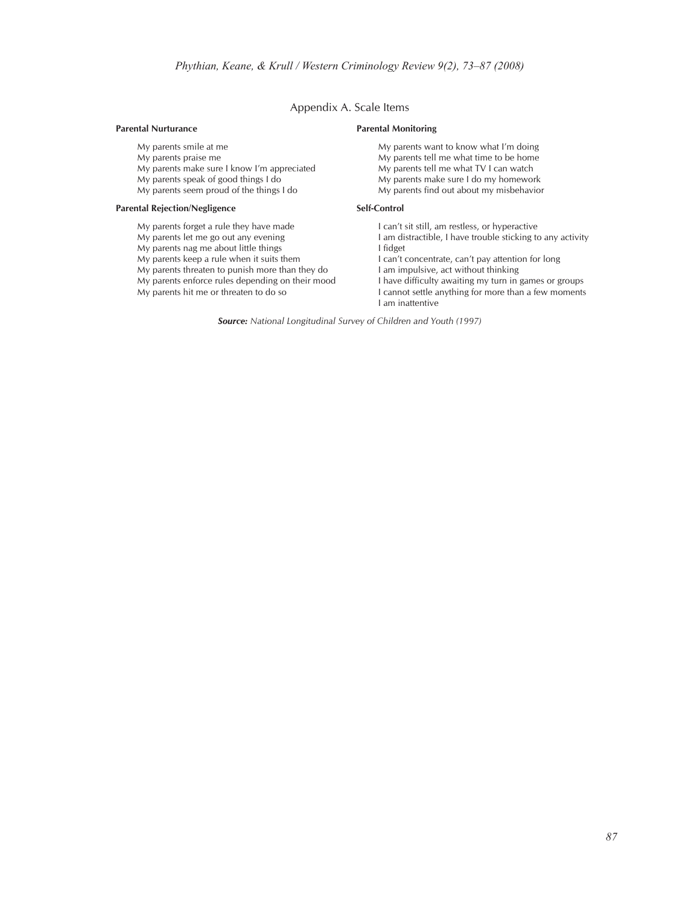## Appendix A. Scale Items

**Parental Nurturance**

My parents smile at me
My parents praise me
My parents make sure I know I'm appreciated
My parents speak of good things I do
My parents seem proud of the things I do

**Parental Rejection/Negligence**

My parents forget a rule they have made
My parents let me go out any evening
My parents nag me about little things
My parents keep a rule when it suits them
My parents threaten to punish more than they do
My parents enforce rules depending on their mood
My parents hit me or threaten to do so

**Parental Monitoring**

My parents want to know what I'm doing
My parents tell me what time to be home
My parents tell me what TV I can watch
My parents make sure I do my homework
My parents find out about my misbehavior

**Self-Control**

I can't sit still, am restless, or hyperactive
I am distractible, I have trouble sticking to any activity
I fidget
I can't concentrate, can't pay attention for long
I am impulsive, act without thinking
I have difficulty awaiting my turn in games or groups
I cannot settle anything for more than a few moments
I am inattentive

***Source:*** *National Longitudinal Survey of Children and Youth (1997)*